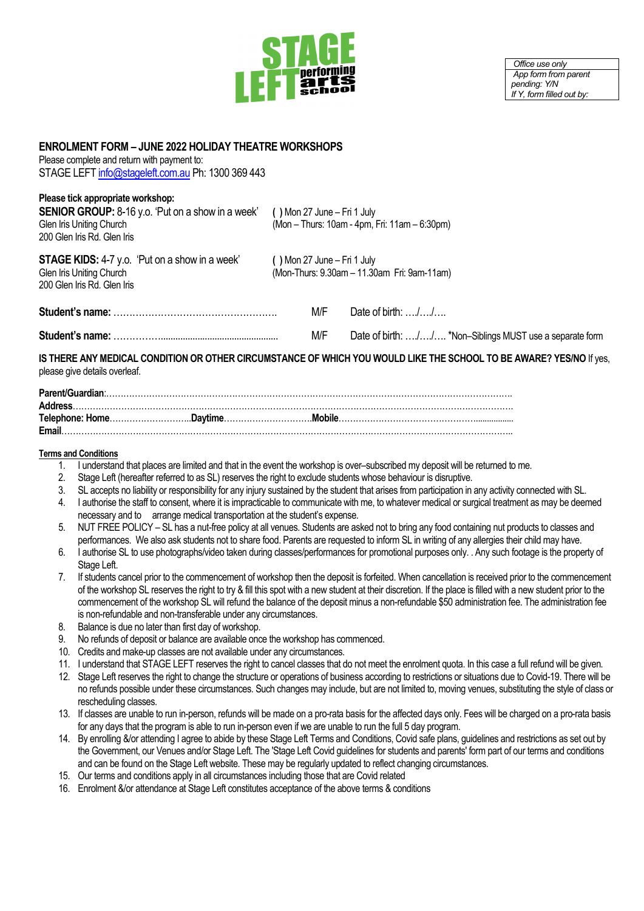STAGE LEFT performing arts school

| Office use only |
|---|
| App form from parent pending: Y/N If Y, form filled out by: |

## ENROLMENT FORM – JUNE 2022 HOLIDAY THEATRE WORKSHOPS

Please complete and return with payment to:
STAGE LEFT info@stageleft.com.au Ph: 1300 369 443

**Please tick appropriate workshop:**

**SENIOR GROUP:** 8-16 y.o. 'Put on a show in a week'
Glen Iris Uniting Church
200 Glen Iris Rd. Glen Iris

**( )** Mon 27 June – Fri 1 July
(Mon – Thurs: 10am - 4pm, Fri: 11am – 6:30pm)

**STAGE KIDS:** 4-7 y.o. 'Put on a show in a week'
Glen Iris Uniting Church
200 Glen Iris Rd. Glen Iris

**( )** Mon 27 June – Fri 1 July
(Mon-Thurs: 9.30am – 11.30am Fri: 9am-11am)

**Student's name:** ……………………………………………. M/F Date of birth: …./…./….

**Student's name:** ……………............................................... M/F Date of birth: …./…./…. *Non–Siblings MUST use a separate form

**IS THERE ANY MEDICAL CONDITION OR OTHER CIRCUMSTANCE OF WHICH YOU WOULD LIKE THE SCHOOL TO BE AWARE? YES/NO** If yes, please give details overleaf.

**Parent/Guardian**:……………………………………………………………………………………………………………………….
**Address**………………………………………………………………………………………………………………………………….
**Telephone: Home**………………………..**Daytime**…………………………**Mobile**……………………………………….................
**Email**…………………………………………………………………………………………………………………………………….

**Terms and Conditions**

1. I understand that places are limited and that in the event the workshop is over–subscribed my deposit will be returned to me.
2. Stage Left (hereafter referred to as SL) reserves the right to exclude students whose behaviour is disruptive.
3. SL accepts no liability or responsibility for any injury sustained by the student that arises from participation in any activity connected with SL.
4. I authorise the staff to consent, where it is impracticable to communicate with me, to whatever medical or surgical treatment as may be deemed necessary and to arrange medical transportation at the student's expense.
5. NUT FREE POLICY – SL has a nut-free policy at all venues. Students are asked not to bring any food containing nut products to classes and performances. We also ask students not to share food. Parents are requested to inform SL in writing of any allergies their child may have.
6. I authorise SL to use photographs/video taken during classes/performances for promotional purposes only. . Any such footage is the property of Stage Left.
7. If students cancel prior to the commencement of workshop then the deposit is forfeited. When cancellation is received prior to the commencement of the workshop SL reserves the right to try & fill this spot with a new student at their discretion. If the place is filled with a new student prior to the commencement of the workshop SL will refund the balance of the deposit minus a non-refundable $50 administration fee. The administration fee is non-refundable and non-transferable under any circumstances.
8. Balance is due no later than first day of workshop.
9. No refunds of deposit or balance are available once the workshop has commenced.
10. Credits and make-up classes are not available under any circumstances.
11. I understand that STAGE LEFT reserves the right to cancel classes that do not meet the enrolment quota. In this case a full refund will be given.
12. Stage Left reserves the right to change the structure or operations of business according to restrictions or situations due to Covid-19. There will be no refunds possible under these circumstances. Such changes may include, but are not limited to, moving venues, substituting the style of class or rescheduling classes.
13. If classes are unable to run in-person, refunds will be made on a pro-rata basis for the affected days only. Fees will be charged on a pro-rata basis for any days that the program is able to run in-person even if we are unable to run the full 5 day program.
14. By enrolling &/or attending I agree to abide by these Stage Left Terms and Conditions, Covid safe plans, guidelines and restrictions as set out by the Government, our Venues and/or Stage Left. The 'Stage Left Covid guidelines for students and parents' form part of our terms and conditions and can be found on the Stage Left website. These may be regularly updated to reflect changing circumstances.
15. Our terms and conditions apply in all circumstances including those that are Covid related
16. Enrolment &/or attendance at Stage Left constitutes acceptance of the above terms & conditions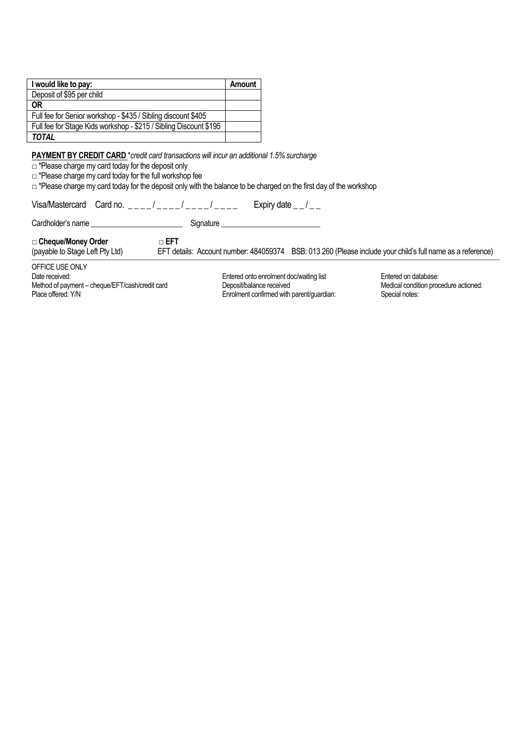| I would like to pay: | Amount |
|---|---|
| Deposit of $95 per child | |
| **OR** | |
| Full fee for Senior workshop - $435 / Sibling discount $405 | |
| Full fee for Stage Kids workshop - $215 / Sibling Discount $195 | |
| ***TOTAL*** | |

**PAYMENT BY CREDIT CARD** *\*credit card transactions will incur an additional 1.5% surcharge*

□ *Please charge my card today for the deposit only

□ *Please charge my card today for the full workshop fee

□ *Please charge my card today for the deposit only with the balance to be charged on the first day of the workshop

Visa/Mastercard Card no. _ _ _ _ / _ _ _ _ / _ _ _ _ / _ _ _ _ Expiry date _ _ / _ _

Cardholder's name ________________________ Signature _________________________

**□ Cheque/Money Order**
(payable to Stage Left Pty Ltd)

**□ EFT**
EFT details: Account number: 484059374 BSB: 013 260 (Please include your child's full name as a reference)

OFFICE USE ONLY

Date received:

Method of payment – cheque/EFT/cash/credit card

Place offered: Y/N

Entered onto enrolment doc/waiting list

Deposit/balance received

Enrolment confirmed with parent/guardian:

Entered on database:

Medical condition procedure actioned:

Special notes: